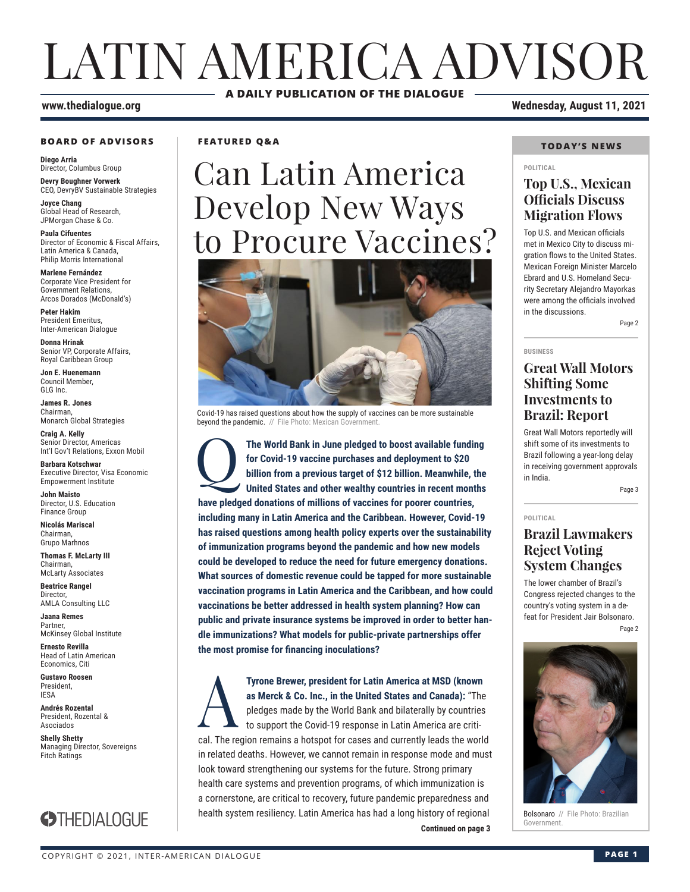# LATIN AMERICA ADVISOR

**A DAILY PUBLICATION OF THE DIALOGUE**

www.thedialogue.org

Wednesday, August 11, 2021

**BOARD OF ADVISORS**

**Diego Arria**
Director, Columbus Group

**Devry Boughner Vorwerk**
CEO, DevryBV Sustainable Strategies

**Joyce Chang**
Global Head of Research, JPMorgan Chase & Co.

**Paula Cifuentes**
Director of Economic & Fiscal Affairs, Latin America & Canada, Philip Morris International

**Marlene Fernández**
Corporate Vice President for Government Relations, Arcos Dorados (McDonald's)

**Peter Hakim**
President Emeritus, Inter-American Dialogue

**Donna Hrinak**
Senior VP, Corporate Affairs, Royal Caribbean Group

**Jon E. Huenemann**
Council Member, GLG Inc.

**James R. Jones**
Chairman, Monarch Global Strategies

**Craig A. Kelly**
Senior Director, Americas Int'l Gov't Relations, Exxon Mobil

**Barbara Kotschwar**
Executive Director, Visa Economic Empowerment Institute

**John Maisto**
Director, U.S. Education Finance Group

**Nicolás Mariscal**
Chairman, Grupo Marhnos

**Thomas F. McLarty III**
Chairman, McLarty Associates

**Beatrice Rangel**
Director, AMLA Consulting LLC

**Jaana Remes**
Partner, McKinsey Global Institute

**Ernesto Revilla**
Head of Latin American Economics, Citi

**Gustavo Roosen**
President, IESA

**Andrés Rozental**
President, Rozental & Asociados

**Shelly Shetty**
Managing Director, Sovereigns Fitch Ratings

THEDIALOGUE

**FEATURED Q&A**

# Can Latin America Develop New Ways to Procure Vaccines?

Covid-19 has raised questions about how the supply of vaccines can be more sustainable beyond the pandemic. // File Photo: Mexican Government.

**Q: The World Bank in June pledged to boost available funding for Covid-19 vaccine purchases and deployment to $20 billion from a previous target of $12 billion. Meanwhile, the United States and other wealthy countries in recent months have pledged donations of millions of vaccines for poorer countries, including many in Latin America and the Caribbean. However, Covid-19 has raised questions among health policy experts over the sustainability of immunization programs beyond the pandemic and how new models could be developed to reduce the need for future emergency donations. What sources of domestic revenue could be tapped for more sustainable vaccination programs in Latin America and the Caribbean, and how could vaccinations be better addressed in health system planning? How can public and private insurance systems be improved in order to better handle immunizations? What models for public-private partnerships offer the most promise for financing inoculations?**

**A: Tyrone Brewer, president for Latin America at MSD (known as Merck & Co. Inc., in the United States and Canada):** "The pledges made by the World Bank and bilaterally by countries to support the Covid-19 response in Latin America are critical. The region remains a hotspot for cases and currently leads the world in related deaths. However, we cannot remain in response mode and must look toward strengthening our systems for the future. Strong primary health care systems and prevention programs, of which immunization is a cornerstone, are critical to recovery, future pandemic preparedness and health system resiliency. Latin America has had a long history of regional

**Continued on page 3**

**TODAY'S NEWS**

POLITICAL

## Top U.S., Mexican Officials Discuss Migration Flows

Top U.S. and Mexican officials met in Mexico City to discuss migration flows to the United States. Mexican Foreign Minister Marcelo Ebrard and U.S. Homeland Security Secretary Alejandro Mayorkas were among the officials involved in the discussions.

Page 2

BUSINESS

## Great Wall Motors Shifting Some Investments to Brazil: Report

Great Wall Motors reportedly will shift some of its investments to Brazil following a year-long delay in receiving government approvals in India.

Page 3

POLITICAL

## Brazil Lawmakers Reject Voting System Changes

The lower chamber of Brazil's Congress rejected changes to the country's voting system in a defeat for President Jair Bolsonaro.

Page 2

Bolsonaro // File Photo: Brazilian Government.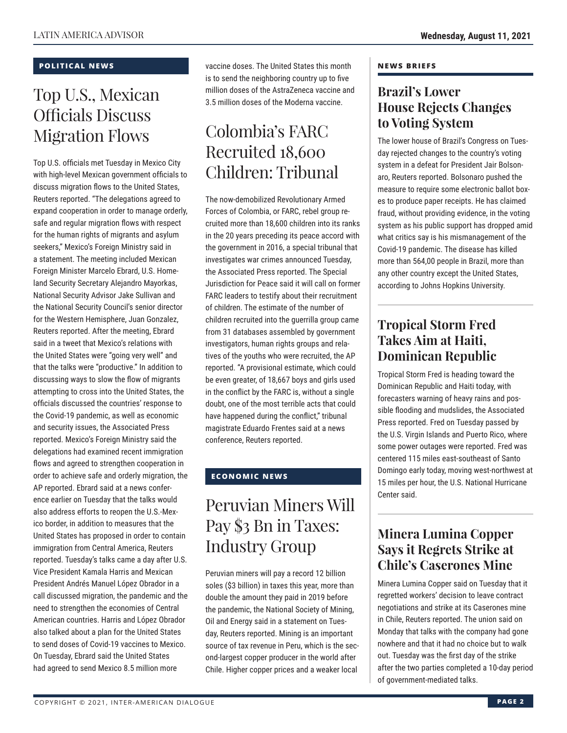## POLITICAL NEWS

# Top U.S., Mexican Officials Discuss Migration Flows

Top U.S. officials met Tuesday in Mexico City with high-level Mexican government officials to discuss migration flows to the United States, Reuters reported. "The delegations agreed to expand cooperation in order to manage orderly, safe and regular migration flows with respect for the human rights of migrants and asylum seekers," Mexico's Foreign Ministry said in a statement. The meeting included Mexican Foreign Minister Marcelo Ebrard, U.S. Homeland Security Secretary Alejandro Mayorkas, National Security Advisor Jake Sullivan and the National Security Council's senior director for the Western Hemisphere, Juan Gonzalez, Reuters reported. After the meeting, Ebrard said in a tweet that Mexico's relations with the United States were "going very well" and that the talks were "productive." In addition to discussing ways to slow the flow of migrants attempting to cross into the United States, the officials discussed the countries' response to the Covid-19 pandemic, as well as economic and security issues, the Associated Press reported. Mexico's Foreign Ministry said the delegations had examined recent immigration flows and agreed to strengthen cooperation in order to achieve safe and orderly migration, the AP reported. Ebrard said at a news conference earlier on Tuesday that the talks would also address efforts to reopen the U.S.-Mexico border, in addition to measures that the United States has proposed in order to contain immigration from Central America, Reuters reported. Tuesday's talks came a day after U.S. Vice President Kamala Harris and Mexican President Andrés Manuel López Obrador in a call discussed migration, the pandemic and the need to strengthen the economies of Central American countries. Harris and López Obrador also talked about a plan for the United States to send doses of Covid-19 vaccines to Mexico. On Tuesday, Ebrard said the United States had agreed to send Mexico 8.5 million more vaccine doses. The United States this month is to send the neighboring country up to five million doses of the AstraZeneca vaccine and 3.5 million doses of the Moderna vaccine.

# Colombia's FARC Recruited 18,600 Children: Tribunal

The now-demobilized Revolutionary Armed Forces of Colombia, or FARC, rebel group recruited more than 18,600 children into its ranks in the 20 years preceding its peace accord with the government in 2016, a special tribunal that investigates war crimes announced Tuesday, the Associated Press reported. The Special Jurisdiction for Peace said it will call on former FARC leaders to testify about their recruitment of children. The estimate of the number of children recruited into the guerrilla group came from 31 databases assembled by government investigators, human rights groups and relatives of the youths who were recruited, the AP reported. "A provisional estimate, which could be even greater, of 18,667 boys and girls used in the conflict by the FARC is, without a single doubt, one of the most terrible acts that could have happened during the conflict," tribunal magistrate Eduardo Frentes said at a news conference, Reuters reported.

## ECONOMIC NEWS

# Peruvian Miners Will Pay $3 Bn in Taxes: Industry Group

Peruvian miners will pay a record 12 billion soles ($3 billion) in taxes this year, more than double the amount they paid in 2019 before the pandemic, the National Society of Mining, Oil and Energy said in a statement on Tuesday, Reuters reported. Mining is an important source of tax revenue in Peru, which is the second-largest copper producer in the world after Chile. Higher copper prices and a weaker local

## NEWS BRIEFS

### Brazil's Lower House Rejects Changes to Voting System

The lower house of Brazil's Congress on Tuesday rejected changes to the country's voting system in a defeat for President Jair Bolsonaro, Reuters reported. Bolsonaro pushed the measure to require some electronic ballot boxes to produce paper receipts. He has claimed fraud, without providing evidence, in the voting system as his public support has dropped amid what critics say is his mismanagement of the Covid-19 pandemic. The disease has killed more than 564,00 people in Brazil, more than any other country except the United States, according to Johns Hopkins University.

### Tropical Storm Fred Takes Aim at Haiti, Dominican Republic

Tropical Storm Fred is heading toward the Dominican Republic and Haiti today, with forecasters warning of heavy rains and possible flooding and mudslides, the Associated Press reported. Fred on Tuesday passed by the U.S. Virgin Islands and Puerto Rico, where some power outages were reported. Fred was centered 115 miles east-southeast of Santo Domingo early today, moving west-northwest at 15 miles per hour, the U.S. National Hurricane Center said.

### Minera Lumina Copper Says it Regrets Strike at Chile's Caserones Mine

Minera Lumina Copper said on Tuesday that it regretted workers' decision to leave contract negotiations and strike at its Caserones mine in Chile, Reuters reported. The union said on Monday that talks with the company had gone nowhere and that it had no choice but to walk out. Tuesday was the first day of the strike after the two parties completed a 10-day period of government-mediated talks.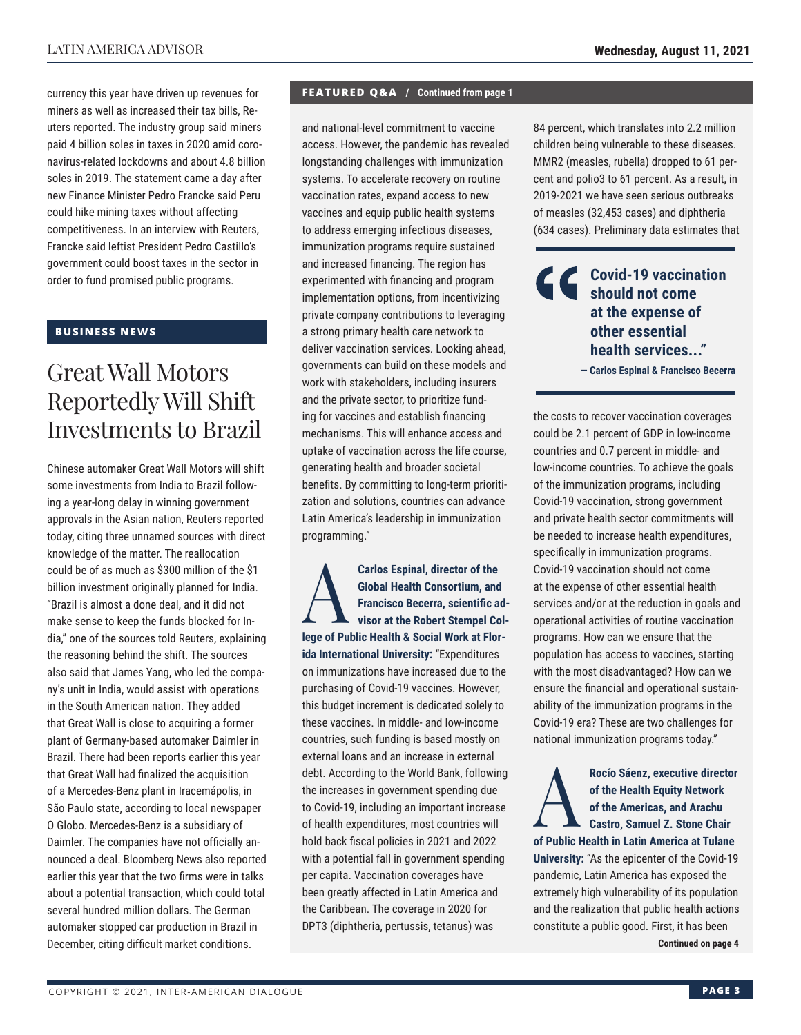currency this year have driven up revenues for miners as well as increased their tax bills, Reuters reported. The industry group said miners paid 4 billion soles in taxes in 2020 amid coronavirus-related lockdowns and about 4.8 billion soles in 2019. The statement came a day after new Finance Minister Pedro Francke said Peru could hike mining taxes without affecting competitiveness. In an interview with Reuters, Francke said leftist President Pedro Castillo's government could boost taxes in the sector in order to fund promised public programs.

## BUSINESS NEWS

# Great Wall Motors Reportedly Will Shift Investments to Brazil

Chinese automaker Great Wall Motors will shift some investments from India to Brazil following a year-long delay in winning government approvals in the Asian nation, Reuters reported today, citing three unnamed sources with direct knowledge of the matter. The reallocation could be of as much as $300 million of the $1 billion investment originally planned for India. "Brazil is almost a done deal, and it did not make sense to keep the funds blocked for India," one of the sources told Reuters, explaining the reasoning behind the shift. The sources also said that James Yang, who led the company's unit in India, would assist with operations in the South American nation. They added that Great Wall is close to acquiring a former plant of Germany-based automaker Daimler in Brazil. There had been reports earlier this year that Great Wall had finalized the acquisition of a Mercedes-Benz plant in Iracemápolis, in São Paulo state, according to local newspaper O Globo. Mercedes-Benz is a subsidiary of Daimler. The companies have not officially announced a deal. Bloomberg News also reported earlier this year that the two firms were in talks about a potential transaction, which could total several hundred million dollars. The German automaker stopped car production in Brazil in December, citing difficult market conditions.

## FEATURED Q&A / Continued from page 1

and national-level commitment to vaccine access. However, the pandemic has revealed longstanding challenges with immunization systems. To accelerate recovery on routine vaccination rates, expand access to new vaccines and equip public health systems to address emerging infectious diseases, immunization programs require sustained and increased financing. The region has experimented with financing and program implementation options, from incentivizing private company contributions to leveraging a strong primary health care network to deliver vaccination services. Looking ahead, governments can build on these models and work with stakeholders, including insurers and the private sector, to prioritize funding for vaccines and establish financing mechanisms. This will enhance access and uptake of vaccination across the life course, generating health and broader societal benefits. By committing to long-term prioritization and solutions, countries can advance Latin America's leadership in immunization programming."

**A** **Carlos Espinal, director of the Global Health Consortium, and Francisco Becerra, scientific advisor at the Robert Stempel College of Public Health & Social Work at Florida International University:** "Expenditures on immunizations have increased due to the purchasing of Covid-19 vaccines. However, this budget increment is dedicated solely to these vaccines. In middle- and low-income countries, such funding is based mostly on external loans and an increase in external debt. According to the World Bank, following the increases in government spending due to Covid-19, including an important increase of health expenditures, most countries will hold back fiscal policies in 2021 and 2022 with a potential fall in government spending per capita. Vaccination coverages have been greatly affected in Latin America and the Caribbean. The coverage in 2020 for DPT3 (diphtheria, pertussis, tetanus) was 84 percent, which translates into 2.2 million children being vulnerable to these diseases. MMR2 (measles, rubella) dropped to 61 percent and polio3 to 61 percent. As a result, in 2019-2021 we have seen serious outbreaks of measles (32,453 cases) and diphtheria (634 cases). Preliminary data estimates that

> **"Covid-19 vaccination should not come at the expense of other essential health services..."**
> **— Carlos Espinal & Francisco Becerra**

the costs to recover vaccination coverages could be 2.1 percent of GDP in low-income countries and 0.7 percent in middle- and low-income countries. To achieve the goals of the immunization programs, including Covid-19 vaccination, strong government and private health sector commitments will be needed to increase health expenditures, specifically in immunization programs. Covid-19 vaccination should not come at the expense of other essential health services and/or at the reduction in goals and operational activities of routine vaccination programs. How can we ensure that the population has access to vaccines, starting with the most disadvantaged? How can we ensure the financial and operational sustainability of the immunization programs in the Covid-19 era? These are two challenges for national immunization programs today."

**A** **Rocío Sáenz, executive director of the Health Equity Network of the Americas, and Arachu Castro, Samuel Z. Stone Chair of Public Health in Latin America at Tulane University:** "As the epicenter of the Covid-19 pandemic, Latin America has exposed the extremely high vulnerability of its population and the realization that public health actions constitute a public good. First, it has been

**Continued on page 4**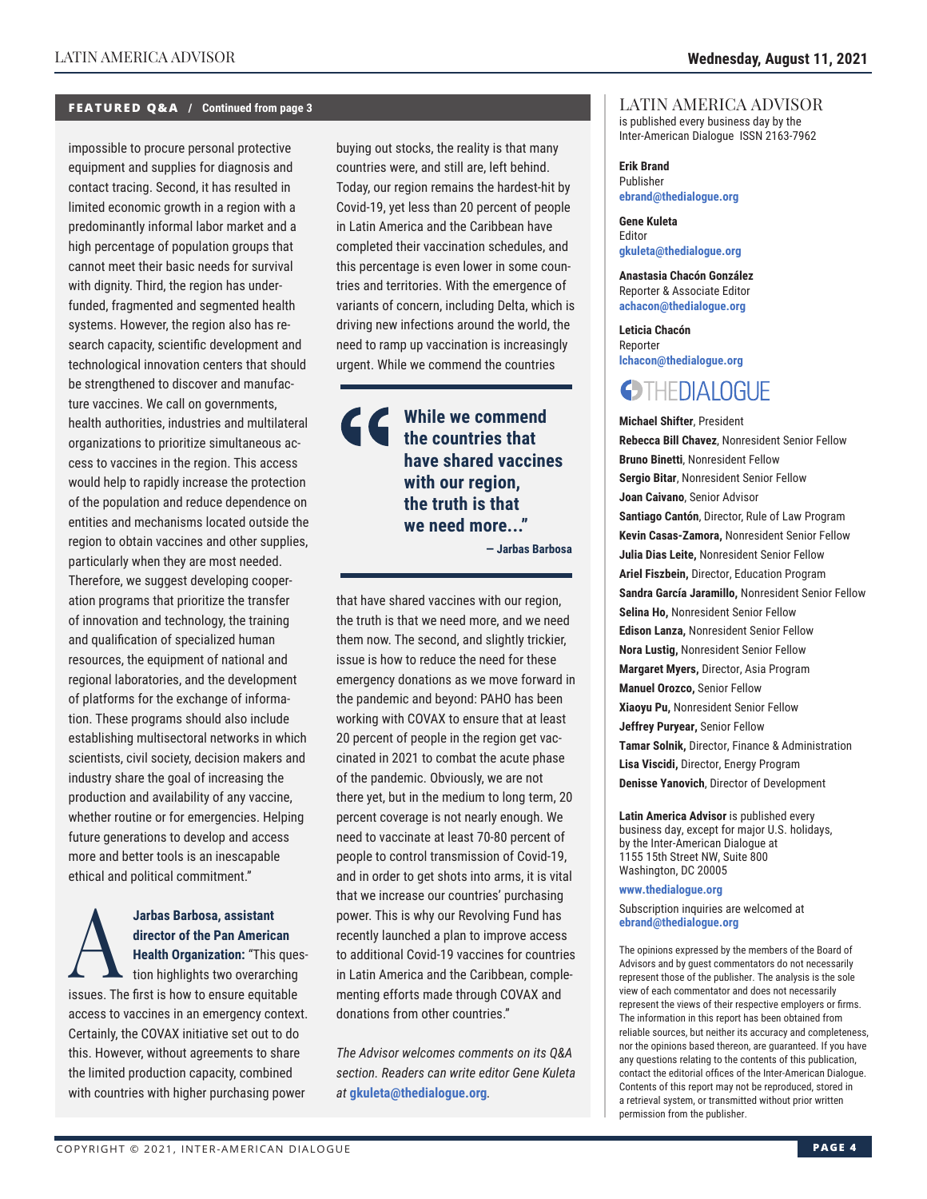**FEATURED Q&A / Continued from page 3**

impossible to procure personal protective equipment and supplies for diagnosis and contact tracing. Second, it has resulted in limited economic growth in a region with a predominantly informal labor market and a high percentage of population groups that cannot meet their basic needs for survival with dignity. Third, the region has underfunded, fragmented and segmented health systems. However, the region also has research capacity, scientific development and technological innovation centers that should be strengthened to discover and manufacture vaccines. We call on governments, health authorities, industries and multilateral organizations to prioritize simultaneous access to vaccines in the region. This access would help to rapidly increase the protection of the population and reduce dependence on entities and mechanisms located outside the region to obtain vaccines and other supplies, particularly when they are most needed. Therefore, we suggest developing cooperation programs that prioritize the transfer of innovation and technology, the training and qualification of specialized human resources, the equipment of national and regional laboratories, and the development of platforms for the exchange of information. These programs should also include establishing multisectoral networks in which scientists, civil society, decision makers and industry share the goal of increasing the production and availability of any vaccine, whether routine or for emergencies. Helping future generations to develop and access more and better tools is an inescapable ethical and political commitment."

**A** **Jarbas Barbosa, assistant director of the Pan American Health Organization:** "This question highlights two overarching issues. The first is how to ensure equitable access to vaccines in an emergency context. Certainly, the COVAX initiative set out to do this. However, without agreements to share the limited production capacity, combined with countries with higher purchasing power buying out stocks, the reality is that many countries were, and still are, left behind. Today, our region remains the hardest-hit by Covid-19, yet less than 20 percent of people in Latin America and the Caribbean have completed their vaccination schedules, and this percentage is even lower in some countries and territories. With the emergence of variants of concern, including Delta, which is driving new infections around the world, the need to ramp up vaccination is increasingly urgent. While we commend the countries that have shared vaccines with our region, the truth is that we need more, and we need them now. The second, and slightly trickier, issue is how to reduce the need for these emergency donations as we move forward in the pandemic and beyond: PAHO has been working with COVAX to ensure that at least 20 percent of people in the region get vaccinated in 2021 to combat the acute phase of the pandemic. Obviously, we are not there yet, but in the medium to long term, 20 percent coverage is not nearly enough. We need to vaccinate at least 70-80 percent of people to control transmission of Covid-19, and in order to get shots into arms, it is vital that we increase our countries' purchasing power. This is why our Revolving Fund has recently launched a plan to improve access to additional Covid-19 vaccines for countries in Latin America and the Caribbean, complementing efforts made through COVAX and donations from other countries."

> **"While we commend the countries that have shared vaccines with our region, the truth is that we need more..."**
>
> **— Jarbas Barbosa**

*The Advisor welcomes comments on its Q&A section. Readers can write editor Gene Kuleta at* ***gkuleta@thedialogue.org****.*

---

LATIN AMERICA ADVISOR
is published every business day by the Inter-American Dialogue ISSN 2163-7962

**Erik Brand**
Publisher
**ebrand@thedialogue.org**

**Gene Kuleta**
Editor
**gkuleta@thedialogue.org**

**Anastasia Chacón González**
Reporter & Associate Editor
**achacon@thedialogue.org**

**Leticia Chacón**
Reporter
**lchacon@thedialogue.org**

THEDIALOGUE

**Michael Shifter**, President
**Rebecca Bill Chavez**, Nonresident Senior Fellow
**Bruno Binetti**, Nonresident Fellow
**Sergio Bitar**, Nonresident Senior Fellow
**Joan Caivano**, Senior Advisor
**Santiago Cantón**, Director, Rule of Law Program
**Kevin Casas-Zamora,** Nonresident Senior Fellow
**Julia Dias Leite,** Nonresident Senior Fellow
**Ariel Fiszbein,** Director, Education Program
**Sandra García Jaramillo,** Nonresident Senior Fellow
**Selina Ho,** Nonresident Senior Fellow
**Edison Lanza,** Nonresident Senior Fellow
**Nora Lustig,** Nonresident Senior Fellow
**Margaret Myers,** Director, Asia Program
**Manuel Orozco,** Senior Fellow
**Xiaoyu Pu,** Nonresident Senior Fellow
**Jeffrey Puryear,** Senior Fellow
**Tamar Solnik,** Director, Finance & Administration
**Lisa Viscidi,** Director, Energy Program
**Denisse Yanovich**, Director of Development

**Latin America Advisor** is published every business day, except for major U.S. holidays, by the Inter-American Dialogue at 1155 15th Street NW, Suite 800 Washington, DC 20005

**www.thedialogue.org**

Subscription inquiries are welcomed at **ebrand@thedialogue.org**

The opinions expressed by the members of the Board of Advisors and by guest commentators do not necessarily represent those of the publisher. The analysis is the sole view of each commentator and does not necessarily represent the views of their respective employers or firms. The information in this report has been obtained from reliable sources, but neither its accuracy and completeness, nor the opinions based thereon, are guaranteed. If you have any questions relating to the contents of this publication, contact the editorial offices of the Inter-American Dialogue. Contents of this report may not be reproduced, stored in a retrieval system, or transmitted without prior written permission from the publisher.